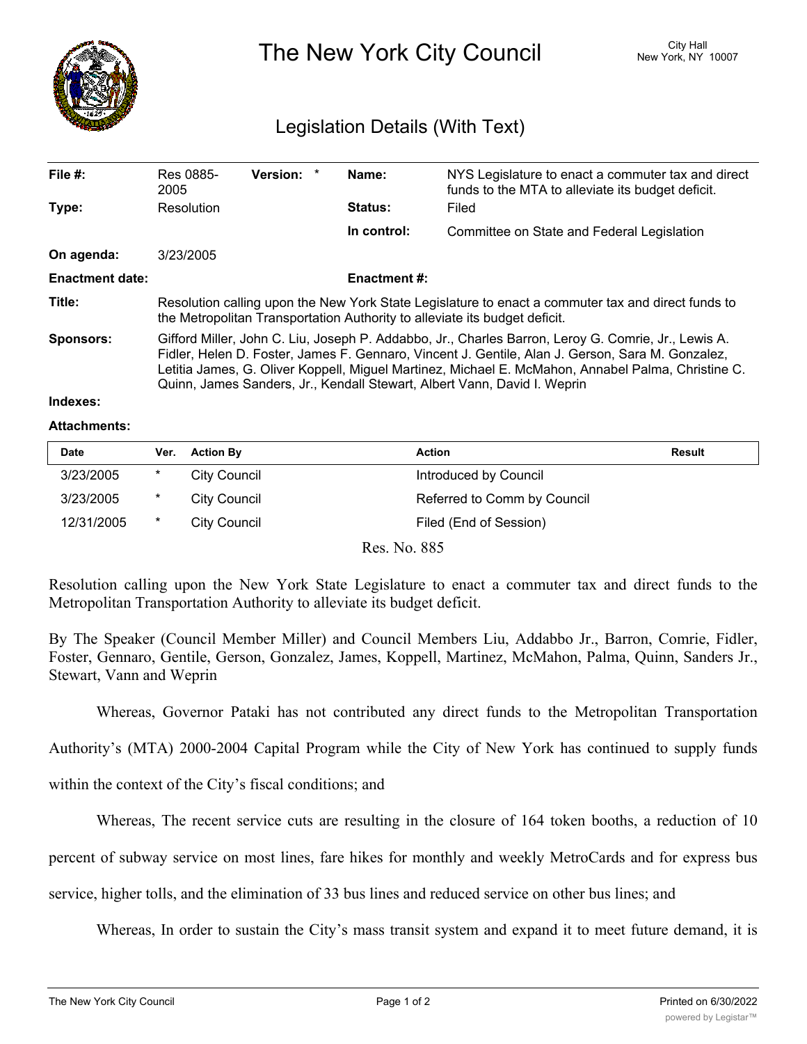# The New York City Council

City Hall
New York, NY 10007

## Legislation Details (With Text)

| | | | |
|---|---|---|---|
| **File #:** | Res 0885-2005 **Version:** * | **Name:** | NYS Legislature to enact a commuter tax and direct funds to the MTA to alleviate its budget deficit. |
| **Type:** | Resolution | **Status:** | Filed |
| | | **In control:** | Committee on State and Federal Legislation |
| **On agenda:** | 3/23/2005 | | |
| **Enactment date:** | | **Enactment #:** | |

**Title:** Resolution calling upon the New York State Legislature to enact a commuter tax and direct funds to the Metropolitan Transportation Authority to alleviate its budget deficit.

**Sponsors:** Gifford Miller, John C. Liu, Joseph P. Addabbo, Jr., Charles Barron, Leroy G. Comrie, Jr., Lewis A. Fidler, Helen D. Foster, James F. Gennaro, Vincent J. Gentile, Alan J. Gerson, Sara M. Gonzalez, Letitia James, G. Oliver Koppell, Miguel Martinez, Michael E. McMahon, Annabel Palma, Christine C. Quinn, James Sanders, Jr., Kendall Stewart, Albert Vann, David I. Weprin

**Indexes:**

**Attachments:**

| Date | Ver. | Action By | Action | Result |
|---|---|---|---|---|
| 3/23/2005 | * | City Council | Introduced by Council | |
| 3/23/2005 | * | City Council | Referred to Comm by Council | |
| 12/31/2005 | * | City Council | Filed (End of Session) | |

Res. No. 885

Resolution calling upon the New York State Legislature to enact a commuter tax and direct funds to the Metropolitan Transportation Authority to alleviate its budget deficit.

By The Speaker (Council Member Miller) and Council Members Liu, Addabbo Jr., Barron, Comrie, Fidler, Foster, Gennaro, Gentile, Gerson, Gonzalez, James, Koppell, Martinez, McMahon, Palma, Quinn, Sanders Jr., Stewart, Vann and Weprin

Whereas, Governor Pataki has not contributed any direct funds to the Metropolitan Transportation Authority's (MTA) 2000-2004 Capital Program while the City of New York has continued to supply funds within the context of the City's fiscal conditions; and

Whereas, The recent service cuts are resulting in the closure of 164 token booths, a reduction of 10 percent of subway service on most lines, fare hikes for monthly and weekly MetroCards and for express bus service, higher tolls, and the elimination of 33 bus lines and reduced service on other bus lines; and

Whereas, In order to sustain the City's mass transit system and expand it to meet future demand, it is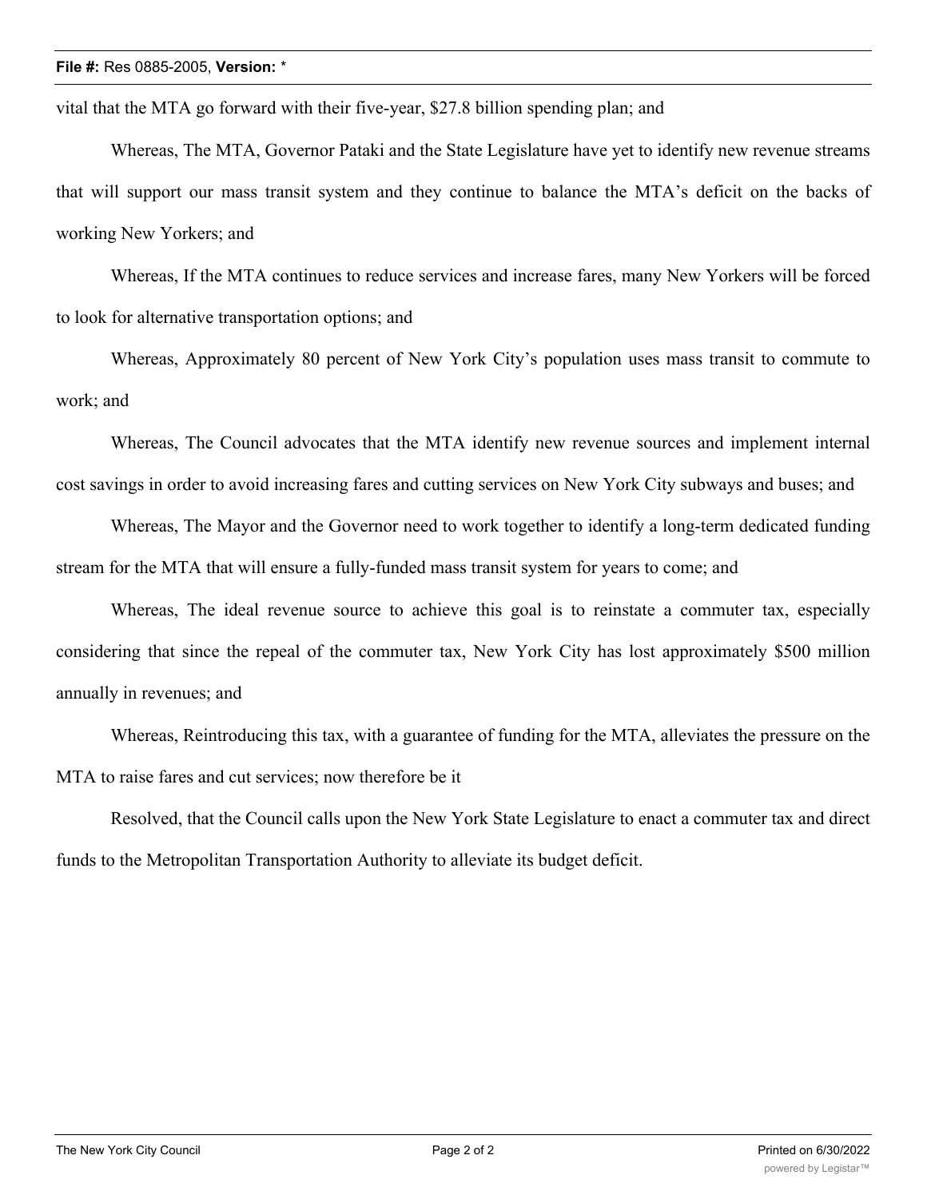vital that the MTA go forward with their five-year, $27.8 billion spending plan; and

Whereas, The MTA, Governor Pataki and the State Legislature have yet to identify new revenue streams that will support our mass transit system and they continue to balance the MTA's deficit on the backs of working New Yorkers; and

Whereas, If the MTA continues to reduce services and increase fares, many New Yorkers will be forced to look for alternative transportation options; and

Whereas, Approximately 80 percent of New York City's population uses mass transit to commute to work; and

Whereas, The Council advocates that the MTA identify new revenue sources and implement internal cost savings in order to avoid increasing fares and cutting services on New York City subways and buses; and

Whereas, The Mayor and the Governor need to work together to identify a long-term dedicated funding stream for the MTA that will ensure a fully-funded mass transit system for years to come; and

Whereas, The ideal revenue source to achieve this goal is to reinstate a commuter tax, especially considering that since the repeal of the commuter tax, New York City has lost approximately $500 million annually in revenues; and

Whereas, Reintroducing this tax, with a guarantee of funding for the MTA, alleviates the pressure on the MTA to raise fares and cut services; now therefore be it

Resolved, that the Council calls upon the New York State Legislature to enact a commuter tax and direct funds to the Metropolitan Transportation Authority to alleviate its budget deficit.